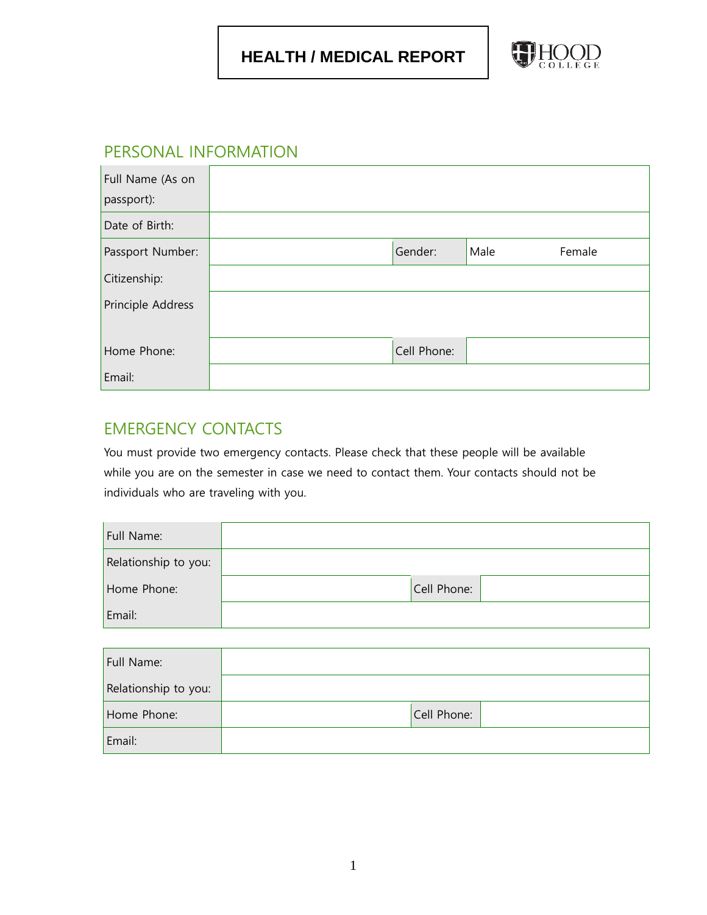# HEALTH / MEDICAL REPORT

## PERSONAL INFORMATION

| | | | |
|---|---|---|---|
| Full Name (As on passport): | | | |
| Date of Birth: | | | |
| Passport Number: | | Gender: | Male Female |
| Citizenship: | | | |
| Principle Address | | | |
| Home Phone: | | Cell Phone: | |
| Email: | | | |

## EMERGENCY CONTACTS

You must provide two emergency contacts. Please check that these people will be available while you are on the semester in case we need to contact them. Your contacts should not be individuals who are traveling with you.

| | | | |
|---|---|---|---|
| Full Name: | | | |
| Relationship to you: | | | |
| Home Phone: | | Cell Phone: | |
| Email: | | | |

| | | | |
|---|---|---|---|
| Full Name: | | | |
| Relationship to you: | | | |
| Home Phone: | | Cell Phone: | |
| Email: | | | |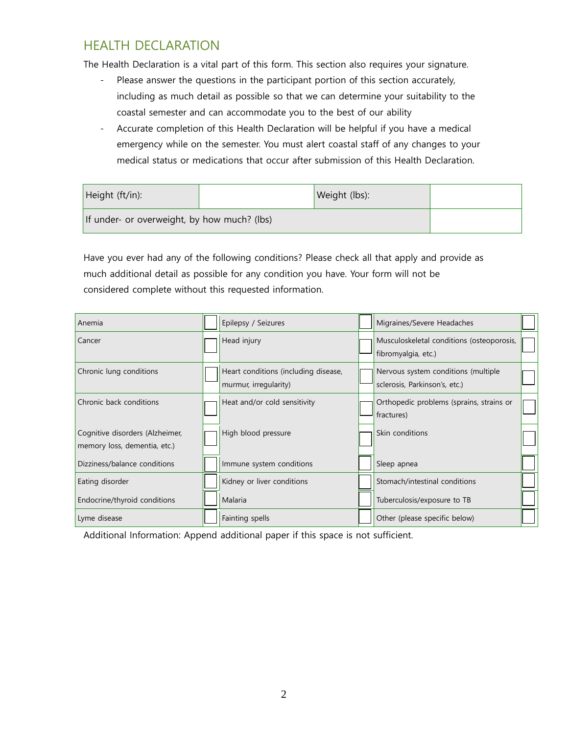## HEALTH DECLARATION

The Health Declaration is a vital part of this form. This section also requires your signature.

- Please answer the questions in the participant portion of this section accurately, including as much detail as possible so that we can determine your suitability to the coastal semester and can accommodate you to the best of our ability
- Accurate completion of this Health Declaration will be helpful if you have a medical emergency while on the semester. You must alert coastal staff of any changes to your medical status or medications that occur after submission of this Health Declaration.

| Height (ft/in): | | Weight (lbs): | |
|---|---|---|---|
| If under- or overweight, by how much? (lbs) | | | |

Have you ever had any of the following conditions? Please check all that apply and provide as much additional detail as possible for any condition you have. Your form will not be considered complete without this requested information.

| Condition | ☐ | Condition | ☐ | Condition | ☐ |
|---|---|---|---|---|---|
| Anemia | ☐ | Epilepsy / Seizures | ☐ | Migraines/Severe Headaches | ☐ |
| Cancer | ☐ | Head injury | ☐ | Musculoskeletal conditions (osteoporosis, fibromyalgia, etc.) | ☐ |
| Chronic lung conditions | ☐ | Heart conditions (including disease, murmur, irregularity) | ☐ | Nervous system conditions (multiple sclerosis, Parkinson's, etc.) | ☐ |
| Chronic back conditions | ☐ | Heat and/or cold sensitivity | ☐ | Orthopedic problems (sprains, strains or fractures) | ☐ |
| Cognitive disorders (Alzheimer, memory loss, dementia, etc.) | ☐ | High blood pressure | ☐ | Skin conditions | ☐ |
| Dizziness/balance conditions | ☐ | Immune system conditions | ☐ | Sleep apnea | ☐ |
| Eating disorder | ☐ | Kidney or liver conditions | ☐ | Stomach/intestinal conditions | ☐ |
| Endocrine/thyroid conditions | ☐ | Malaria | ☐ | Tuberculosis/exposure to TB | ☐ |
| Lyme disease | ☐ | Fainting spells | ☐ | Other (please specific below) | ☐ |

Additional Information: Append additional paper if this space is not sufficient.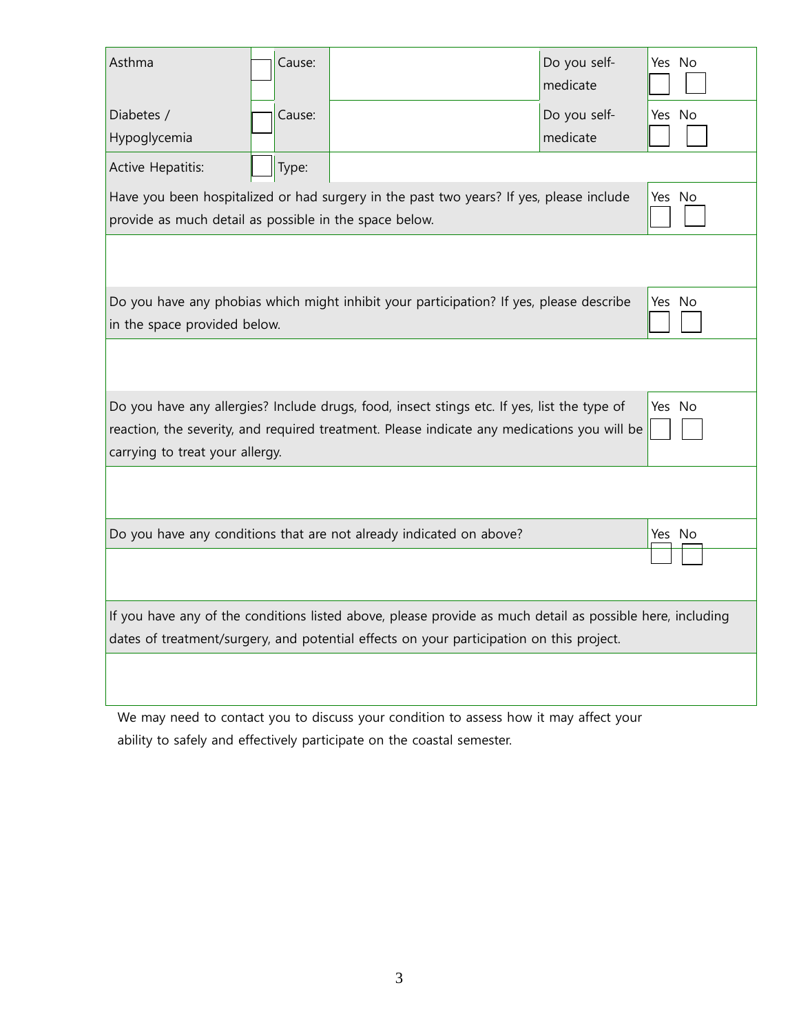| Asthma | ☐ | Cause: | | Do you self-medicate | Yes ☐ No ☐ |
|---|---|---|---|---|---|
| Diabetes / Hypoglycemia | ☐ | Cause: | | Do you self-medicate | Yes ☐ No ☐ |
| Active Hepatitis: | ☐ | Type: | | | |

| Have you been hospitalized or had surgery in the past two years? If yes, please include provide as much detail as possible in the space below. | Yes ☐ No ☐ |
|---|---|
| | |
| Do you have any phobias which might inhibit your participation? If yes, please describe in the space provided below. | Yes ☐ No ☐ |
| | |
| Do you have any allergies? Include drugs, food, insect stings etc. If yes, list the type of reaction, the severity, and required treatment. Please indicate any medications you will be carrying to treat your allergy. | Yes ☐ No ☐ |
| | |
| Do you have any conditions that are not already indicated on above? | Yes ☐ No ☐ |
| | |
| If you have any of the conditions listed above, please provide as much detail as possible here, including dates of treatment/surgery, and potential effects on your participation on this project. | |
| | |

We may need to contact you to discuss your condition to assess how it may affect your ability to safely and effectively participate on the coastal semester.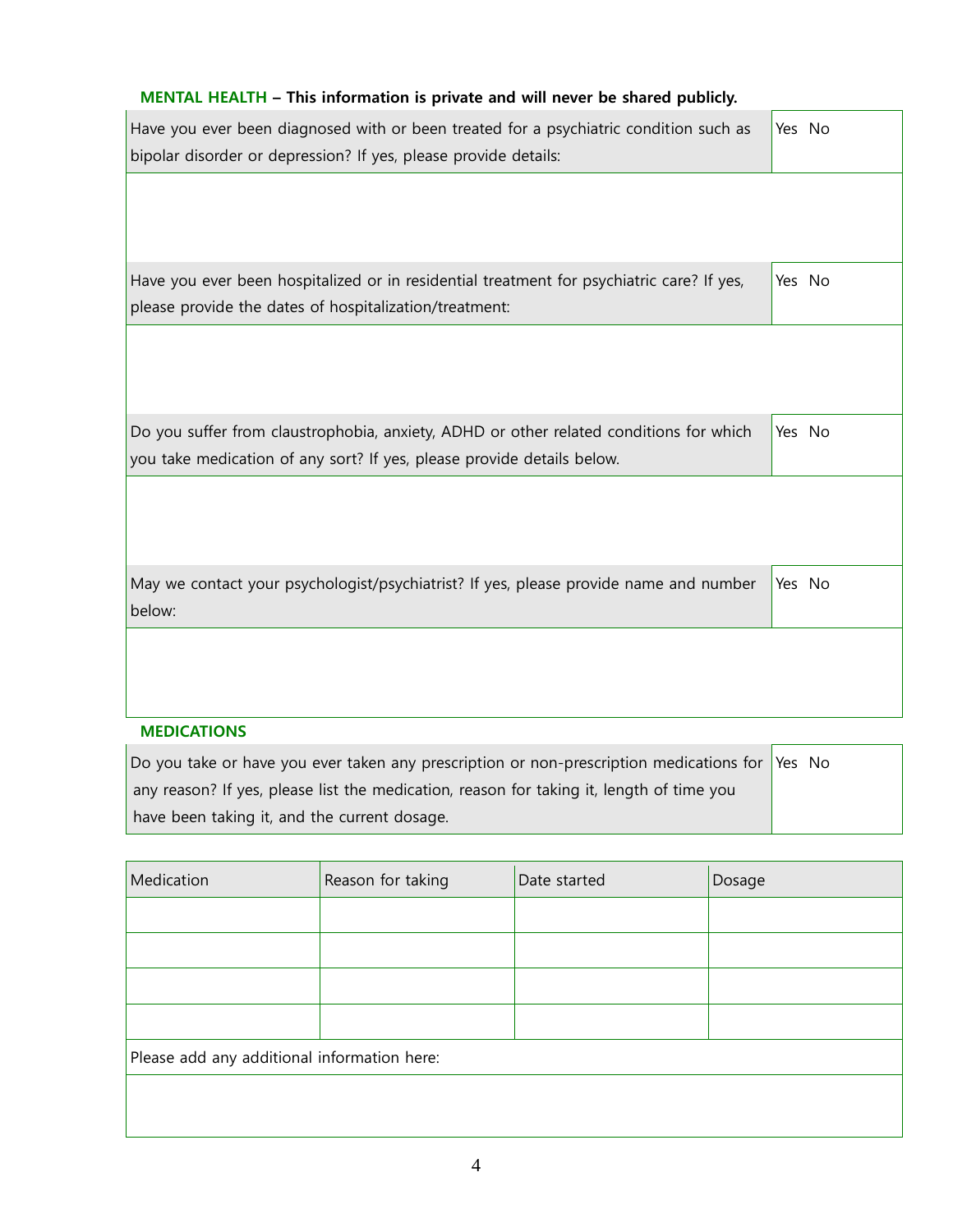## MENTAL HEALTH – This information is private and will never be shared publicly.

| Have you ever been diagnosed with or been treated for a psychiatric condition such as bipolar disorder or depression? If yes, please provide details: | Yes No |
|---|---|
| | |
| Have you ever been hospitalized or in residential treatment for psychiatric care? If yes, please provide the dates of hospitalization/treatment: | Yes No |
| | |
| Do you suffer from claustrophobia, anxiety, ADHD or other related conditions for which you take medication of any sort? If yes, please provide details below. | Yes No |
| | |
| May we contact your psychologist/psychiatrist? If yes, please provide name and number below: | Yes No |
| | |

## MEDICATIONS

| Do you take or have you ever taken any prescription or non-prescription medications for any reason? If yes, please list the medication, reason for taking it, length of time you have been taking it, and the current dosage. | Yes No |
|---|---|

| Medication | Reason for taking | Date started | Dosage |
|---|---|---|---|
| | | | |
| | | | |
| | | | |
| | | | |
| Please add any additional information here: | | | |
| | | | |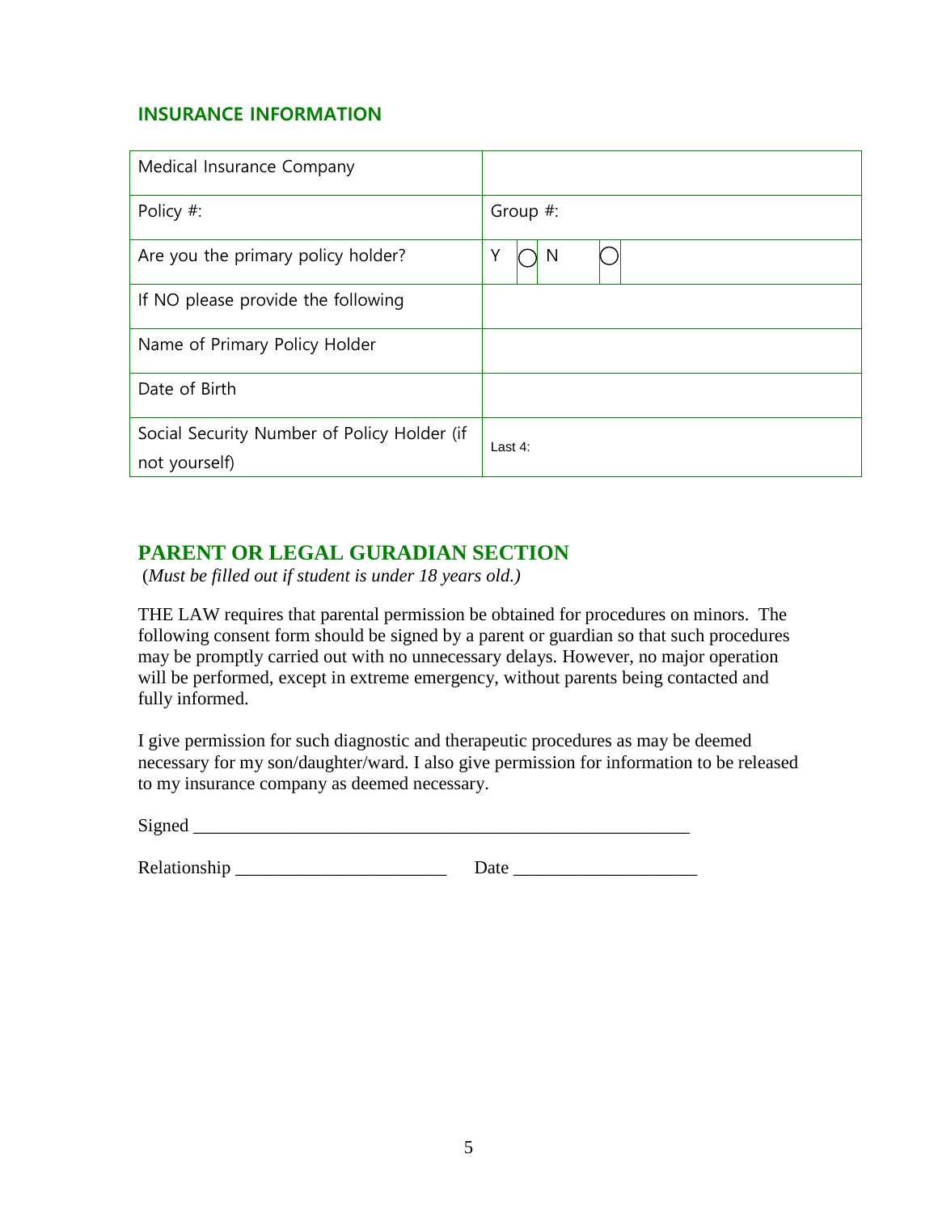## INSURANCE INFORMATION

| | |
|---|---|
| Medical Insurance Company | |
| Policy #: | Group #: |
| Are you the primary policy holder? | Y ◯ N ◯ |
| If NO please provide the following | |
| Name of Primary Policy Holder | |
| Date of Birth | |
| Social Security Number of Policy Holder (if not yourself) | Last 4: |

## PARENT OR LEGAL GURADIAN SECTION

(*Must be filled out if student is under 18 years old.)*

THE LAW requires that parental permission be obtained for procedures on minors. The following consent form should be signed by a parent or guardian so that such procedures may be promptly carried out with no unnecessary delays. However, no major operation will be performed, except in extreme emergency, without parents being contacted and fully informed.

I give permission for such diagnostic and therapeutic procedures as may be deemed necessary for my son/daughter/ward. I also give permission for information to be released to my insurance company as deemed necessary.

Signed ________________________________________________________

Relationship ________________________ Date ____________________